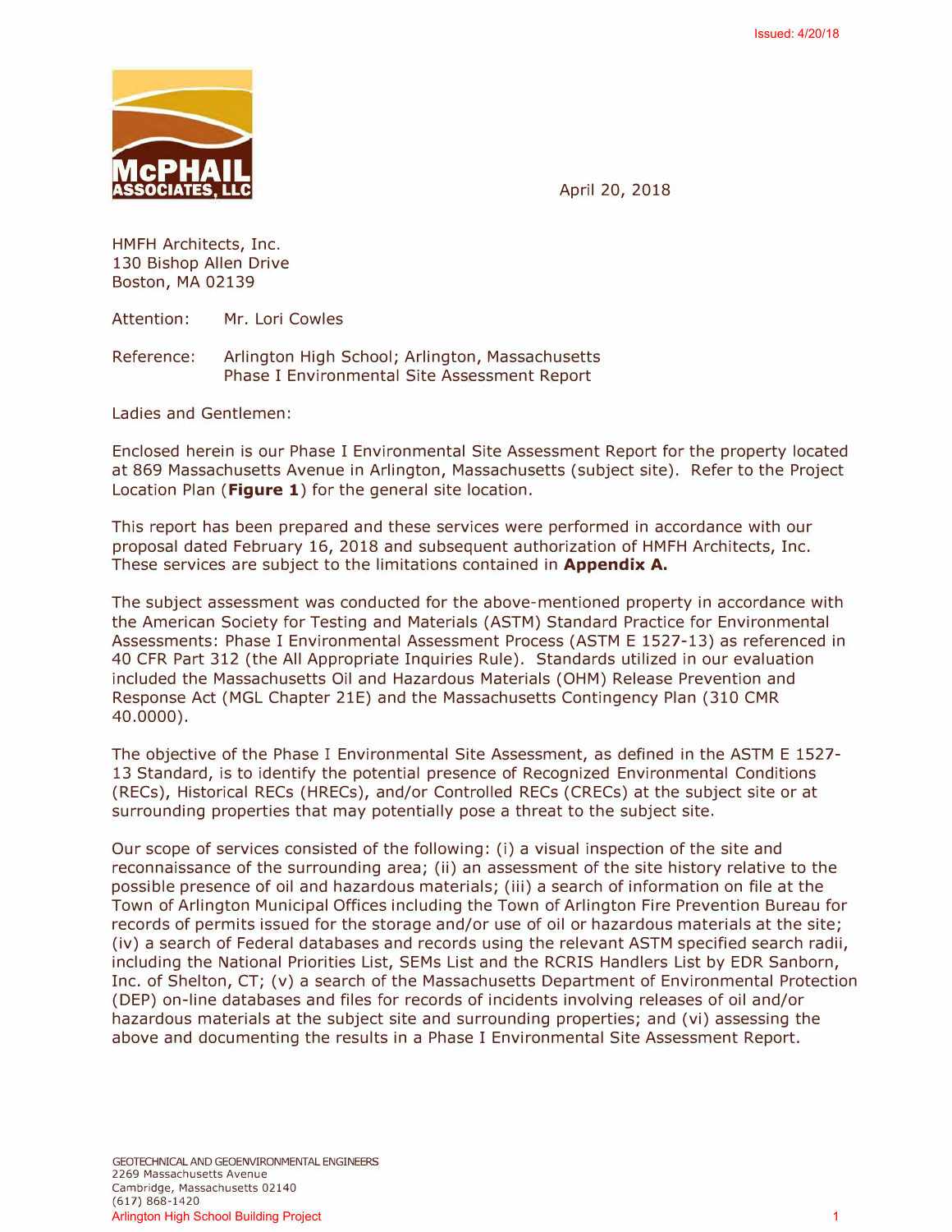Issued: 4/20/18

McPHAIL ASSOCIATES, LLC

April 20, 2018

HMFH Architects, Inc.
130 Bishop Allen Drive
Boston, MA 02139

Attention: Mr. Lori Cowles

Reference: Arlington High School; Arlington, Massachusetts
Phase I Environmental Site Assessment Report

Ladies and Gentlemen:

Enclosed herein is our Phase I Environmental Site Assessment Report for the property located at 869 Massachusetts Avenue in Arlington, Massachusetts (subject site). Refer to the Project Location Plan (**Figure 1**) for the general site location.

This report has been prepared and these services were performed in accordance with our proposal dated February 16, 2018 and subsequent authorization of HMFH Architects, Inc. These services are subject to the limitations contained in **Appendix A.**

The subject assessment was conducted for the above-mentioned property in accordance with the American Society for Testing and Materials (ASTM) Standard Practice for Environmental Assessments: Phase I Environmental Assessment Process (ASTM E 1527-13) as referenced in 40 CFR Part 312 (the All Appropriate Inquiries Rule). Standards utilized in our evaluation included the Massachusetts Oil and Hazardous Materials (OHM) Release Prevention and Response Act (MGL Chapter 21E) and the Massachusetts Contingency Plan (310 CMR 40.0000).

The objective of the Phase I Environmental Site Assessment, as defined in the ASTM E 1527-13 Standard, is to identify the potential presence of Recognized Environmental Conditions (RECs), Historical RECs (HRECs), and/or Controlled RECs (CRECs) at the subject site or at surrounding properties that may potentially pose a threat to the subject site.

Our scope of services consisted of the following: (i) a visual inspection of the site and reconnaissance of the surrounding area; (ii) an assessment of the site history relative to the possible presence of oil and hazardous materials; (iii) a search of information on file at the Town of Arlington Municipal Offices including the Town of Arlington Fire Prevention Bureau for records of permits issued for the storage and/or use of oil or hazardous materials at the site; (iv) a search of Federal databases and records using the relevant ASTM specified search radii, including the National Priorities List, SEMs List and the RCRIS Handlers List by EDR Sanborn, Inc. of Shelton, CT; (v) a search of the Massachusetts Department of Environmental Protection (DEP) on-line databases and files for records of incidents involving releases of oil and/or hazardous materials at the subject site and surrounding properties; and (vi) assessing the above and documenting the results in a Phase I Environmental Site Assessment Report.

GEOTECHNICAL AND GEOENVIRONMENTAL ENGINEERS
2269 Massachusetts Avenue
Cambridge, Massachusetts 02140
(617) 868-1420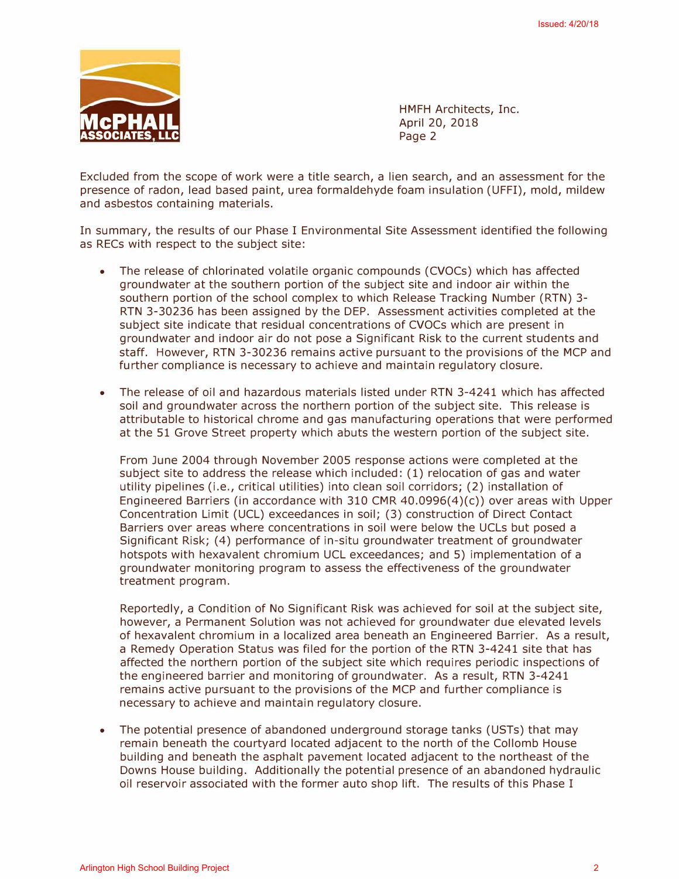HMFH Architects, Inc.
April 20, 2018
Page 2

Excluded from the scope of work were a title search, a lien search, and an assessment for the presence of radon, lead based paint, urea formaldehyde foam insulation (UFFI), mold, mildew and asbestos containing materials.

In summary, the results of our Phase I Environmental Site Assessment identified the following as RECs with respect to the subject site:

- The release of chlorinated volatile organic compounds (CVOCs) which has affected groundwater at the southern portion of the subject site and indoor air within the southern portion of the school complex to which Release Tracking Number (RTN) 3-RTN 3-30236 has been assigned by the DEP. Assessment activities completed at the subject site indicate that residual concentrations of CVOCs which are present in groundwater and indoor air do not pose a Significant Risk to the current students and staff. However, RTN 3-30236 remains active pursuant to the provisions of the MCP and further compliance is necessary to achieve and maintain regulatory closure.

- The release of oil and hazardous materials listed under RTN 3-4241 which has affected soil and groundwater across the northern portion of the subject site. This release is attributable to historical chrome and gas manufacturing operations that were performed at the 51 Grove Street property which abuts the western portion of the subject site.

  From June 2004 through November 2005 response actions were completed at the subject site to address the release which included: (1) relocation of gas and water utility pipelines (i.e., critical utilities) into clean soil corridors; (2) installation of Engineered Barriers (in accordance with 310 CMR 40.0996(4)(c)) over areas with Upper Concentration Limit (UCL) exceedances in soil; (3) construction of Direct Contact Barriers over areas where concentrations in soil were below the UCLs but posed a Significant Risk; (4) performance of in-situ groundwater treatment of groundwater hotspots with hexavalent chromium UCL exceedances; and 5) implementation of a groundwater monitoring program to assess the effectiveness of the groundwater treatment program.

  Reportedly, a Condition of No Significant Risk was achieved for soil at the subject site, however, a Permanent Solution was not achieved for groundwater due elevated levels of hexavalent chromium in a localized area beneath an Engineered Barrier. As a result, a Remedy Operation Status was filed for the portion of the RTN 3-4241 site that has affected the northern portion of the subject site which requires periodic inspections of the engineered barrier and monitoring of groundwater. As a result, RTN 3-4241 remains active pursuant to the provisions of the MCP and further compliance is necessary to achieve and maintain regulatory closure.

- The potential presence of abandoned underground storage tanks (USTs) that may remain beneath the courtyard located adjacent to the north of the Collomb House building and beneath the asphalt pavement located adjacent to the northeast of the Downs House building. Additionally the potential presence of an abandoned hydraulic oil reservoir associated with the former auto shop lift. The results of this Phase I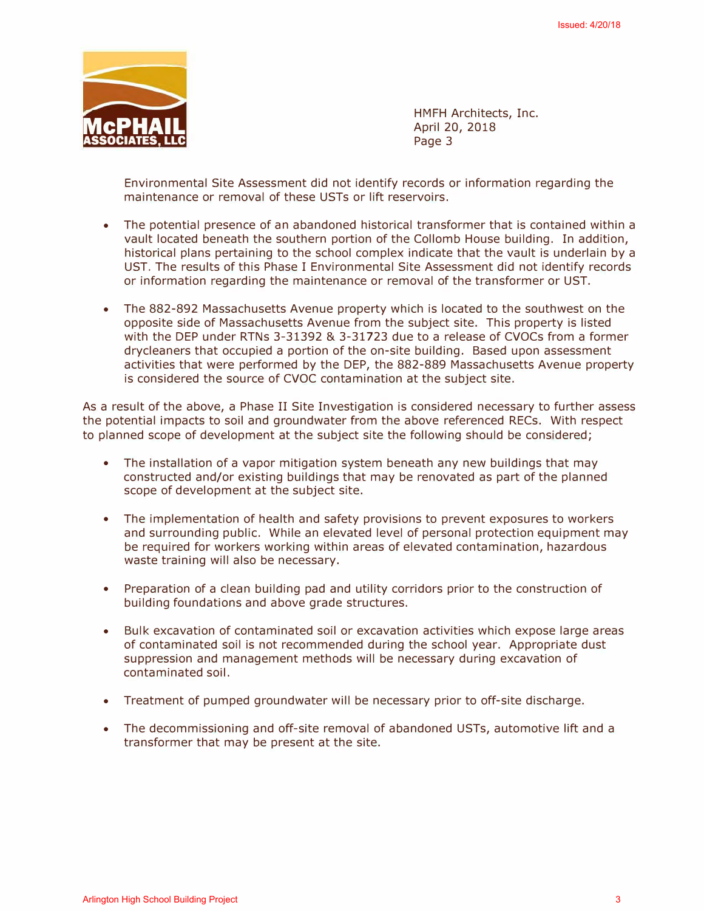Environmental Site Assessment did not identify records or information regarding the maintenance or removal of these USTs or lift reservoirs.

- The potential presence of an abandoned historical transformer that is contained within a vault located beneath the southern portion of the Collomb House building. In addition, historical plans pertaining to the school complex indicate that the vault is underlain by a UST. The results of this Phase I Environmental Site Assessment did not identify records or information regarding the maintenance or removal of the transformer or UST.

- The 882-892 Massachusetts Avenue property which is located to the southwest on the opposite side of Massachusetts Avenue from the subject site. This property is listed with the DEP under RTNs 3-31392 & 3-31723 due to a release of CVOCs from a former drycleaners that occupied a portion of the on-site building. Based upon assessment activities that were performed by the DEP, the 882-889 Massachusetts Avenue property is considered the source of CVOC contamination at the subject site.

As a result of the above, a Phase II Site Investigation is considered necessary to further assess the potential impacts to soil and groundwater from the above referenced RECs. With respect to planned scope of development at the subject site the following should be considered;

- The installation of a vapor mitigation system beneath any new buildings that may constructed and/or existing buildings that may be renovated as part of the planned scope of development at the subject site.

- The implementation of health and safety provisions to prevent exposures to workers and surrounding public. While an elevated level of personal protection equipment may be required for workers working within areas of elevated contamination, hazardous waste training will also be necessary.

- Preparation of a clean building pad and utility corridors prior to the construction of building foundations and above grade structures.

- Bulk excavation of contaminated soil or excavation activities which expose large areas of contaminated soil is not recommended during the school year. Appropriate dust suppression and management methods will be necessary during excavation of contaminated soil.

- Treatment of pumped groundwater will be necessary prior to off-site discharge.

- The decommissioning and off-site removal of abandoned USTs, automotive lift and a transformer that may be present at the site.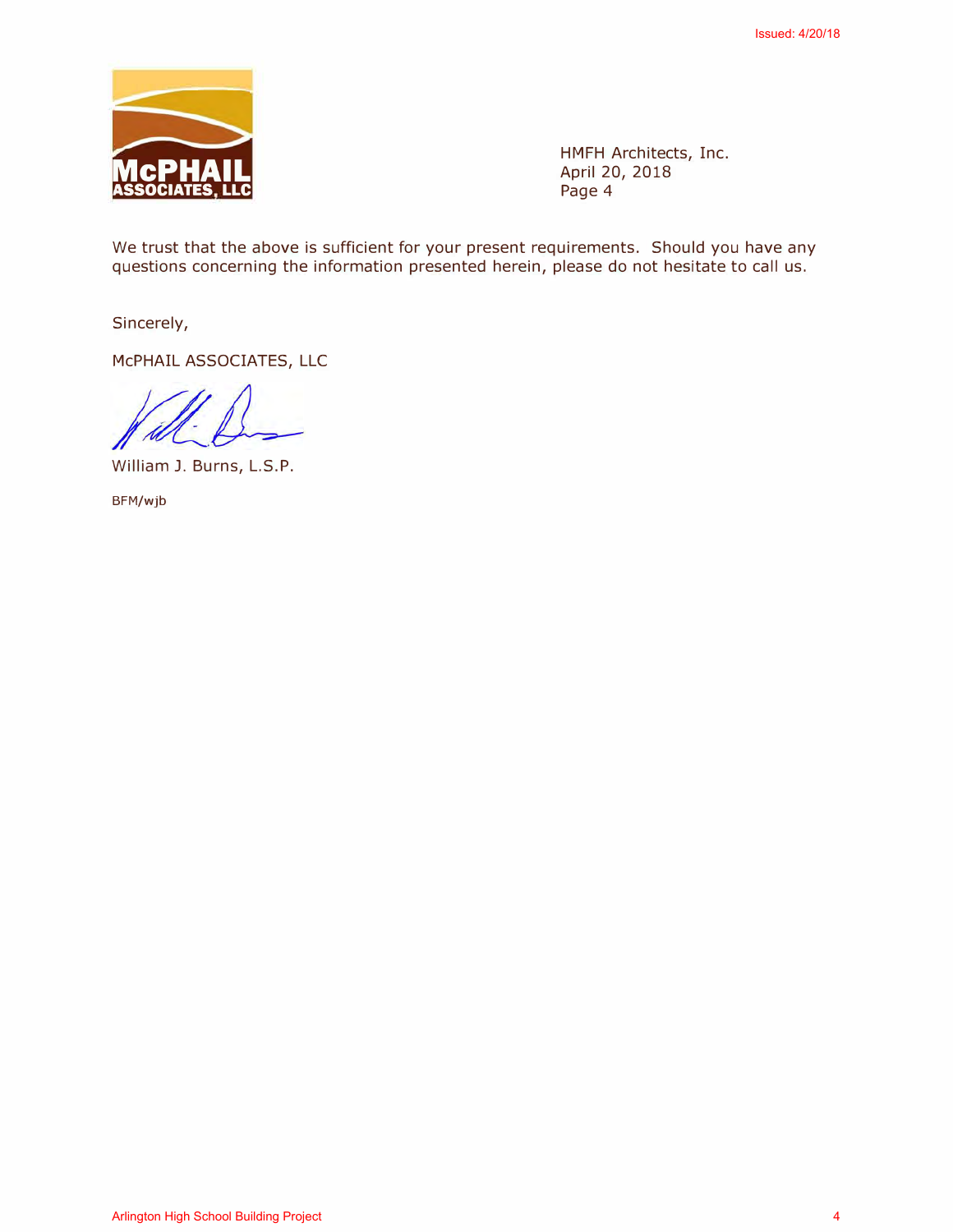HMFH Architects, Inc.
April 20, 2018
Page 4

We trust that the above is sufficient for your present requirements. Should you have any questions concerning the information presented herein, please do not hesitate to call us.

Sincerely,

McPHAIL ASSOCIATES, LLC

William J. Burns, L.S.P.

BFM/wjb